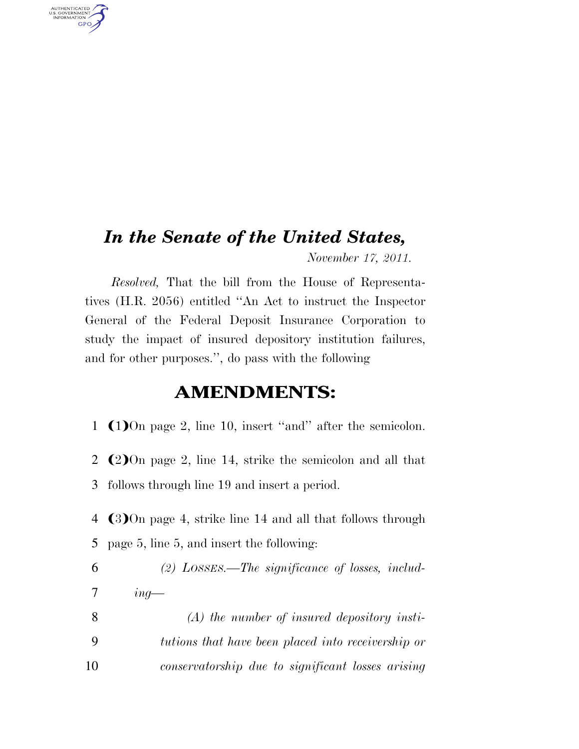# *In the Senate of the United States,*

*November 17, 2011.*

*Resolved,* That the bill from the House of Representatives (H.R. 2056) entitled "An Act to instruct the Inspector General of the Federal Deposit Insurance Corporation to study the impact of insured depository institution failures, and for other purposes.", do pass with the following

## AMENDMENTS:

(1) On page 2, line 10, insert "and" after the semicolon.

(2) On page 2, line 14, strike the semicolon and all that follows through line 19 and insert a period.

(3) On page 4, strike line 14 and all that follows through page 5, line 5, and insert the following:

*(2) LOSSES.—The significance of losses, including—*

*(A) the number of insured depository institutions that have been placed into receivership or conservatorship due to significant losses arising*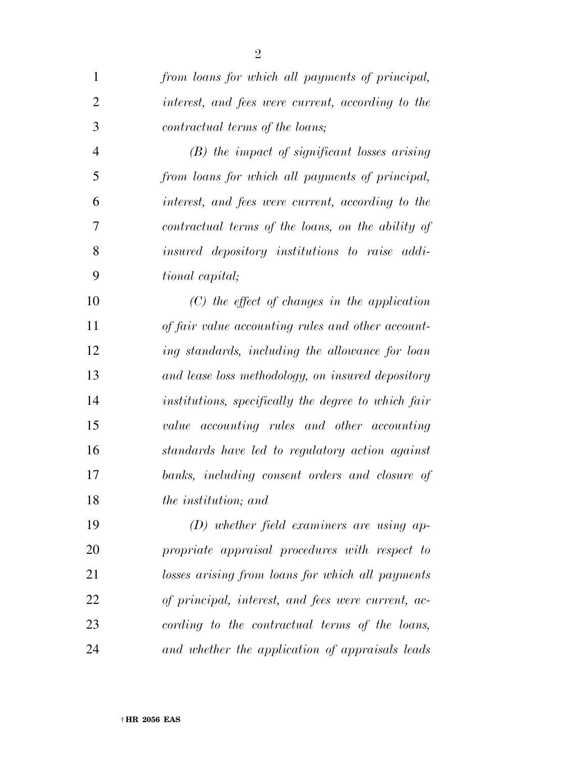*from loans for which all payments of principal, interest, and fees were current, according to the contractual terms of the loans;*

*(B) the impact of significant losses arising from loans for which all payments of principal, interest, and fees were current, according to the contractual terms of the loans, on the ability of insured depository institutions to raise additional capital;*

*(C) the effect of changes in the application of fair value accounting rules and other accounting standards, including the allowance for loan and lease loss methodology, on insured depository institutions, specifically the degree to which fair value accounting rules and other accounting standards have led to regulatory action against banks, including consent orders and closure of the institution; and*

*(D) whether field examiners are using appropriate appraisal procedures with respect to losses arising from loans for which all payments of principal, interest, and fees were current, according to the contractual terms of the loans, and whether the application of appraisals leads*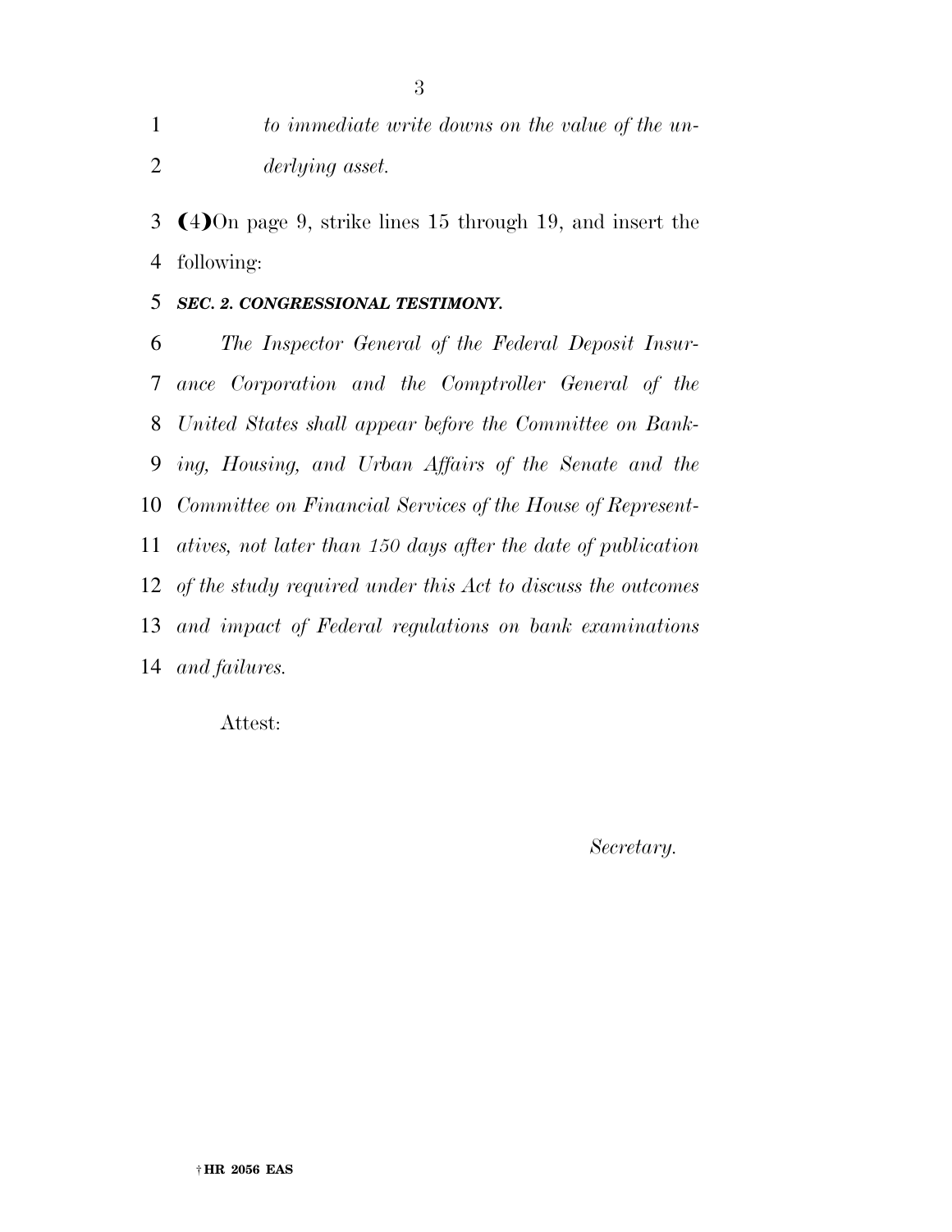*to immediate write downs on the value of the underlying asset.*

(4) On page 9, strike lines 15 through 19, and insert the following:

***SEC. 2. CONGRESSIONAL TESTIMONY.***

*The Inspector General of the Federal Deposit Insurance Corporation and the Comptroller General of the United States shall appear before the Committee on Banking, Housing, and Urban Affairs of the Senate and the Committee on Financial Services of the House of Representatives, not later than 150 days after the date of publication of the study required under this Act to discuss the outcomes and impact of Federal regulations on bank examinations and failures.*

Attest:

*Secretary.*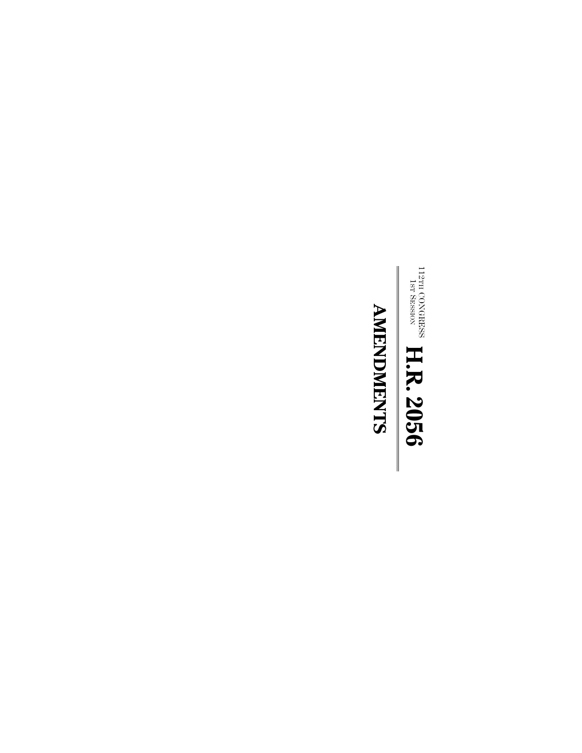112TH CONGRESS
1ST SESSION

# H.R. 2056

# AMENDMENTS